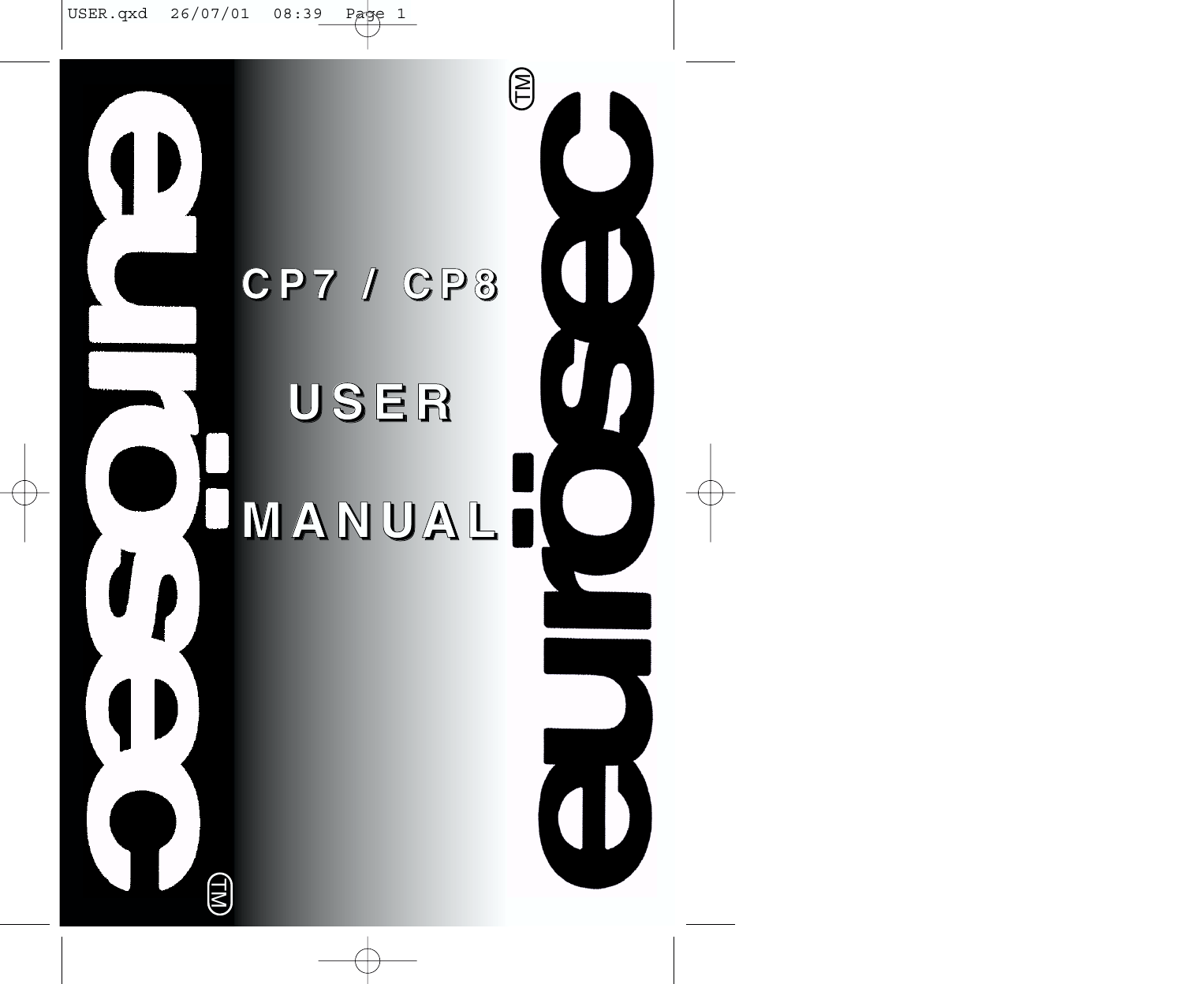# CP7 / CP8

# USER

# MANUAL

eurosec™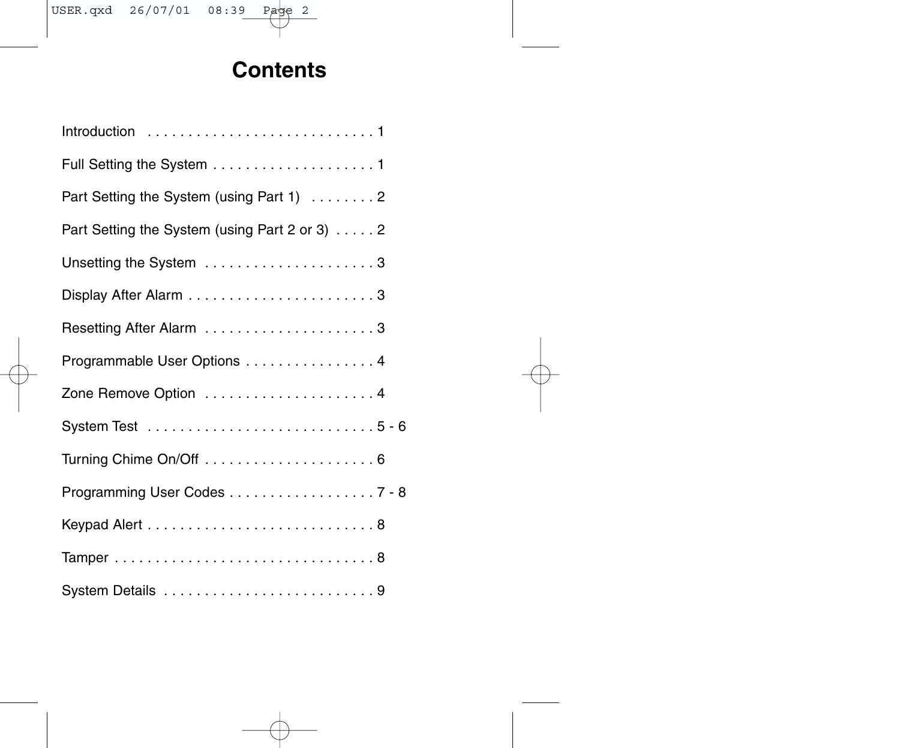# Contents

Introduction . . . . . . . . . . . . . . . . . . . . . . . . . . . 1

Full Setting the System . . . . . . . . . . . . . . . . . . . . 1

Part Setting the System (using Part 1) . . . . . . . . 2

Part Setting the System (using Part 2 or 3) . . . . . 2

Unsetting the System . . . . . . . . . . . . . . . . . . . . . 3

Display After Alarm . . . . . . . . . . . . . . . . . . . . . . . 3

Resetting After Alarm . . . . . . . . . . . . . . . . . . . . . 3

Programmable User Options . . . . . . . . . . . . . . . . 4

Zone Remove Option . . . . . . . . . . . . . . . . . . . . . 4

System Test . . . . . . . . . . . . . . . . . . . . . . . . . . . 5 - 6

Turning Chime On/Off . . . . . . . . . . . . . . . . . . . . . 6

Programming User Codes . . . . . . . . . . . . . . . . . . 7 - 8

Keypad Alert . . . . . . . . . . . . . . . . . . . . . . . . . . . . 8

Tamper . . . . . . . . . . . . . . . . . . . . . . . . . . . . . . . 8

System Details . . . . . . . . . . . . . . . . . . . . . . . . . . 9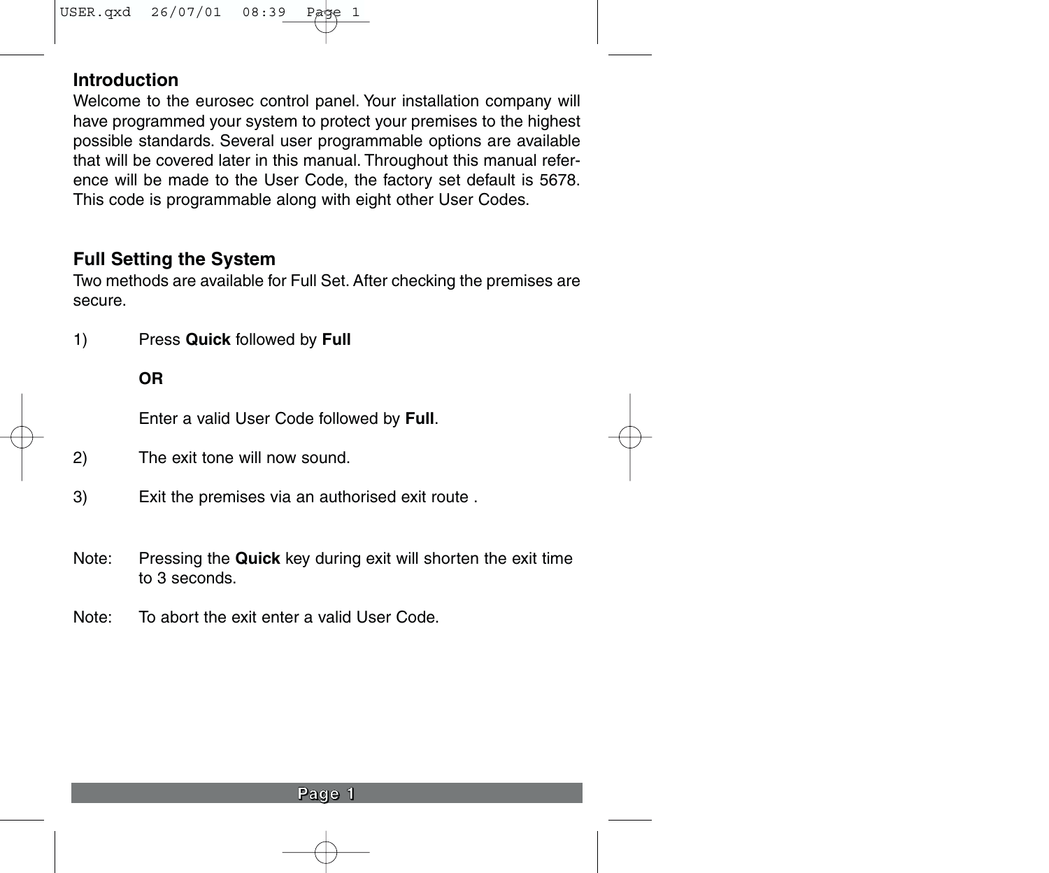## Introduction

Welcome to the eurosec control panel. Your installation company will have programmed your system to protect your premises to the highest possible standards. Several user programmable options are available that will be covered later in this manual. Throughout this manual reference will be made to the User Code, the factory set default is 5678. This code is programmable along with eight other User Codes.

## Full Setting the System

Two methods are available for Full Set. After checking the premises are secure.

1) Press **Quick** followed by **Full**

   **OR**

   Enter a valid User Code followed by **Full**.

2) The exit tone will now sound.

3) Exit the premises via an authorised exit route .

Note: Pressing the **Quick** key during exit will shorten the exit time to 3 seconds.

Note: To abort the exit enter a valid User Code.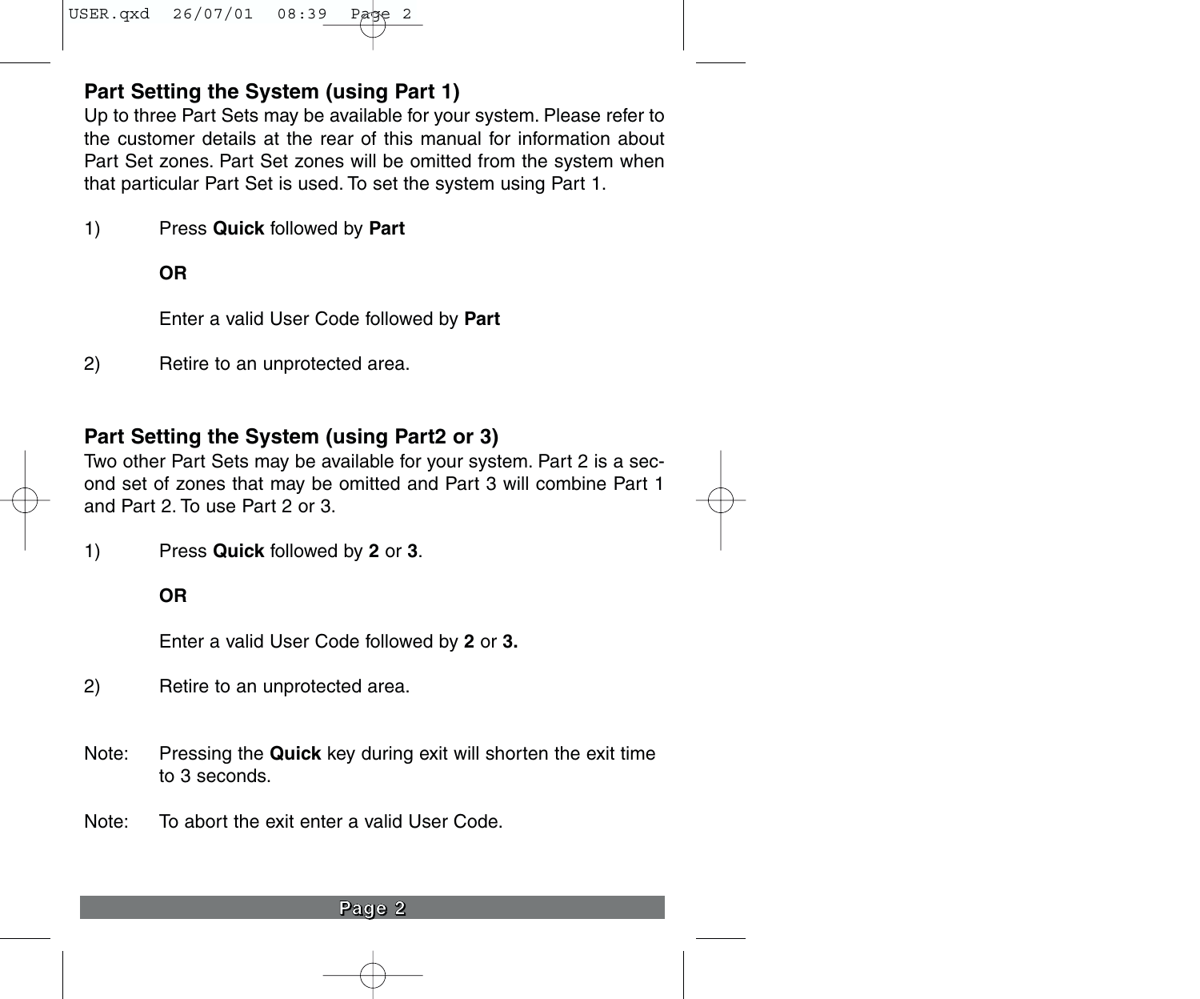## Part Setting the System (using Part 1)

Up to three Part Sets may be available for your system. Please refer to the customer details at the rear of this manual for information about Part Set zones. Part Set zones will be omitted from the system when that particular Part Set is used. To set the system using Part 1.

1) Press **Quick** followed by **Part**

   **OR**

   Enter a valid User Code followed by **Part**

2) Retire to an unprotected area.

## Part Setting the System (using Part2 or 3)

Two other Part Sets may be available for your system. Part 2 is a second set of zones that may be omitted and Part 3 will combine Part 1 and Part 2. To use Part 2 or 3.

1) Press **Quick** followed by **2** or **3**.

   **OR**

   Enter a valid User Code followed by **2** or **3.**

2) Retire to an unprotected area.

Note: Pressing the **Quick** key during exit will shorten the exit time to 3 seconds.

Note: To abort the exit enter a valid User Code.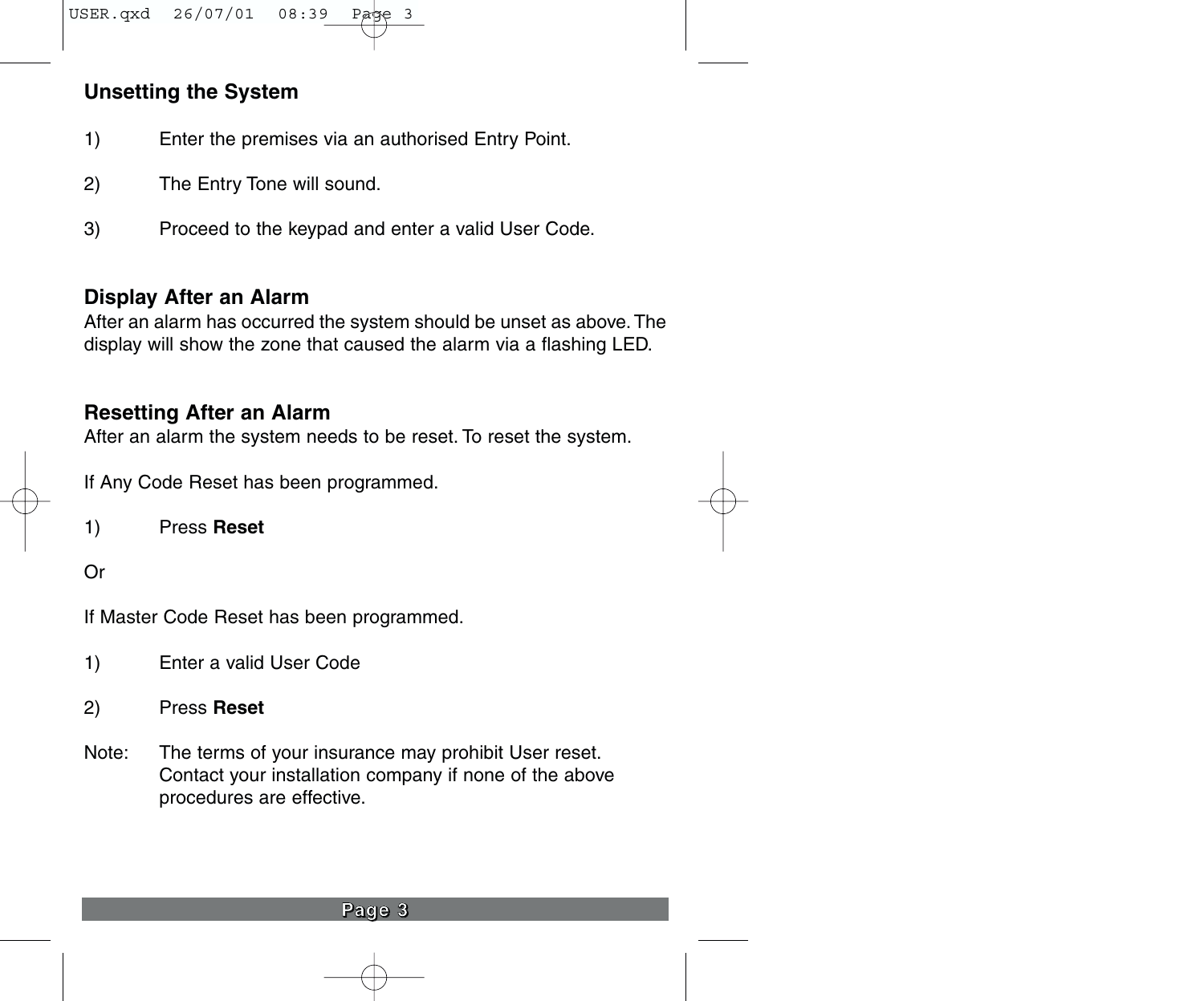## Unsetting the System

1) Enter the premises via an authorised Entry Point.

2) The Entry Tone will sound.

3) Proceed to the keypad and enter a valid User Code.

## Display After an Alarm

After an alarm has occurred the system should be unset as above. The display will show the zone that caused the alarm via a flashing LED.

## Resetting After an Alarm

After an alarm the system needs to be reset. To reset the system.

If Any Code Reset has been programmed.

1) Press **Reset**

Or

If Master Code Reset has been programmed.

1) Enter a valid User Code

2) Press **Reset**

Note: The terms of your insurance may prohibit User reset. Contact your installation company if none of the above procedures are effective.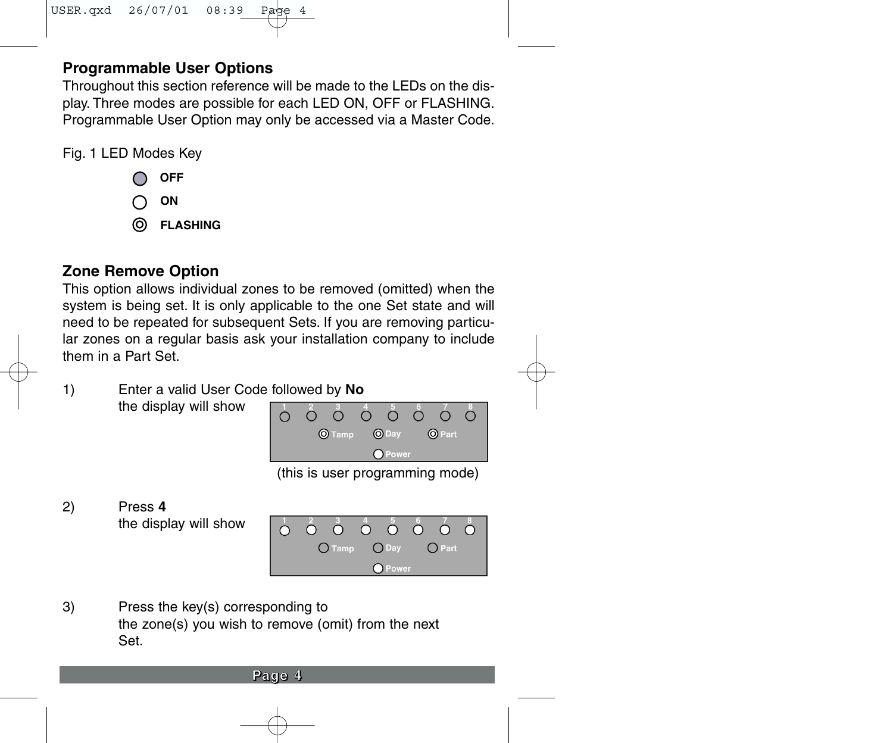## Programmable User Options

Throughout this section reference will be made to the LEDs on the display. Three modes are possible for each LED ON, OFF or FLASHING. Programmable User Option may only be accessed via a Master Code.

Fig. 1 LED Modes Key

- OFF
- ON
- FLASHING

## Zone Remove Option

This option allows individual zones to be removed (omitted) when the system is being set. It is only applicable to the one Set state and will need to be repeated for subsequent Sets. If you are removing particular zones on a regular basis ask your installation company to include them in a Part Set.

1) Enter a valid User Code followed by **No** the display will show

(this is user programming mode)

2) Press **4** the display will show

3) Press the key(s) corresponding to the zone(s) you wish to remove (omit) from the next Set.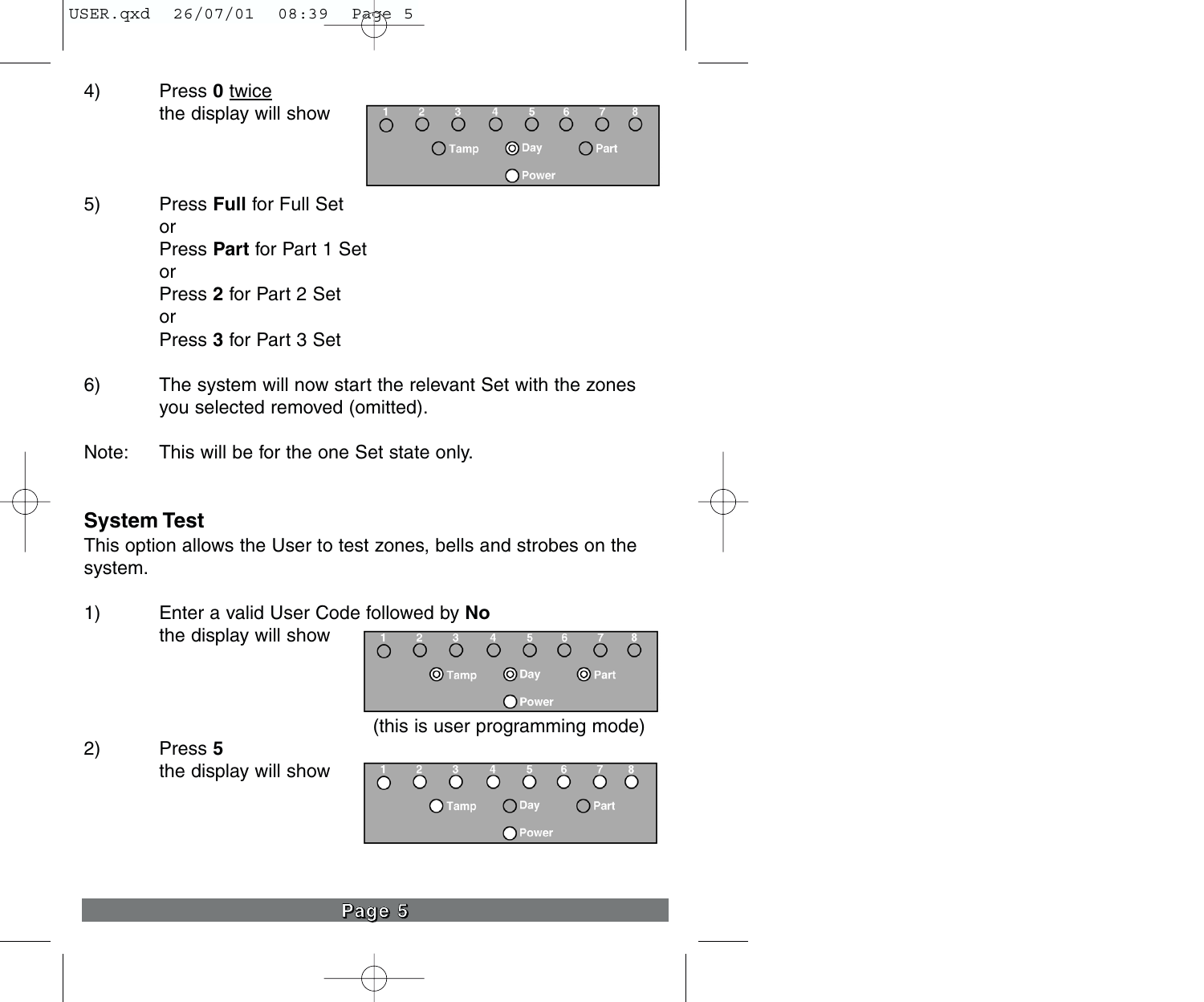4) Press **0** twice
the display will show

5) Press **Full** for Full Set
or
Press **Part** for Part 1 Set
or
Press **2** for Part 2 Set
or
Press **3** for Part 3 Set

6) The system will now start the relevant Set with the zones you selected removed (omitted).

Note: This will be for the one Set state only.

## System Test

This option allows the User to test zones, bells and strobes on the system.

1) Enter a valid User Code followed by **No**
the display will show

(this is user programming mode)

2) Press **5**
the display will show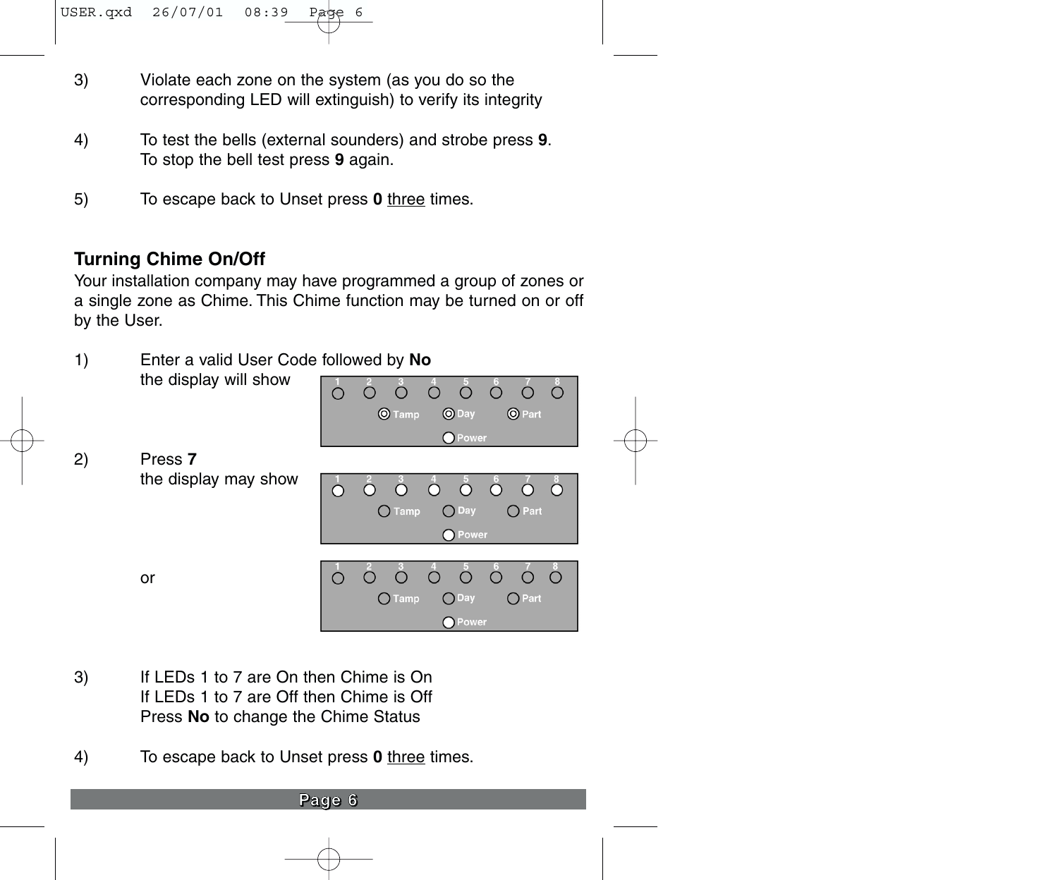3) Violate each zone on the system (as you do so the corresponding LED will extinguish) to verify its integrity

4) To test the bells (external sounders) and strobe press **9**. To stop the bell test press **9** again.

5) To escape back to Unset press **0** <u>three</u> times.

## Turning Chime On/Off

Your installation company may have programmed a group of zones or a single zone as Chime. This Chime function may be turned on or off by the User.

1) Enter a valid User Code followed by **No** the display will show

2) Press **7** the display may show

   or

3) If LEDs 1 to 7 are On then Chime is On
   If LEDs 1 to 7 are Off then Chime is Off
   Press **No** to change the Chime Status

4) To escape back to Unset press **0** <u>three</u> times.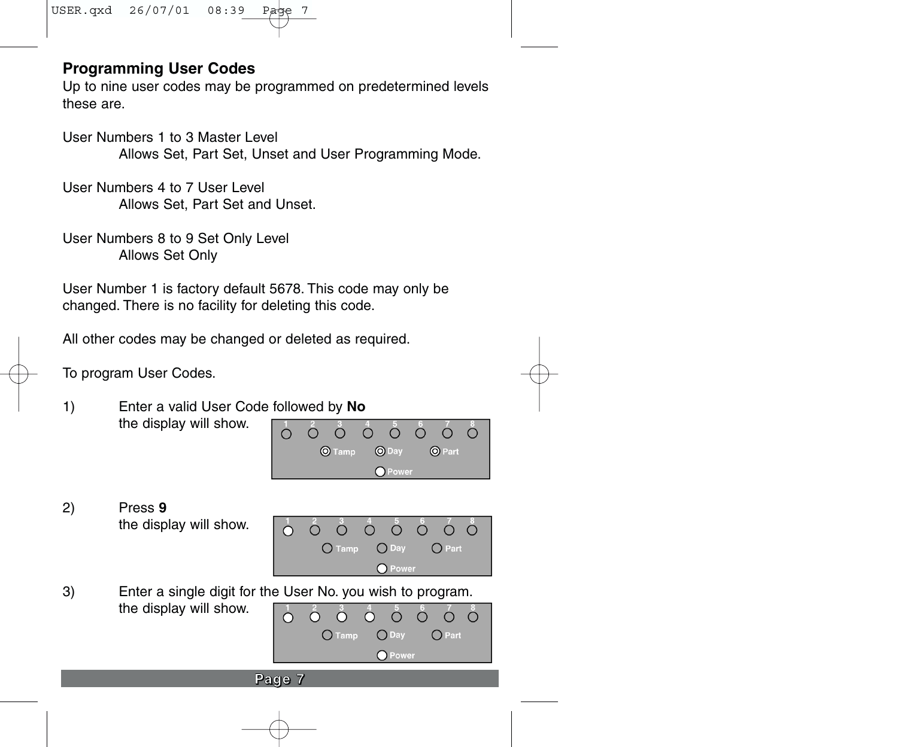## Programming User Codes

Up to nine user codes may be programmed on predetermined levels these are.

User Numbers 1 to 3 Master Level
Allows Set, Part Set, Unset and User Programming Mode.

User Numbers 4 to 7 User Level
Allows Set, Part Set and Unset.

User Numbers 8 to 9 Set Only Level
Allows Set Only

User Number 1 is factory default 5678. This code may only be changed. There is no facility for deleting this code.

All other codes may be changed or deleted as required.

To program User Codes.

1) Enter a valid User Code followed by **No**
   the display will show.

2) Press **9**
   the display will show.

3) Enter a single digit for the User No. you wish to program.
   the display will show.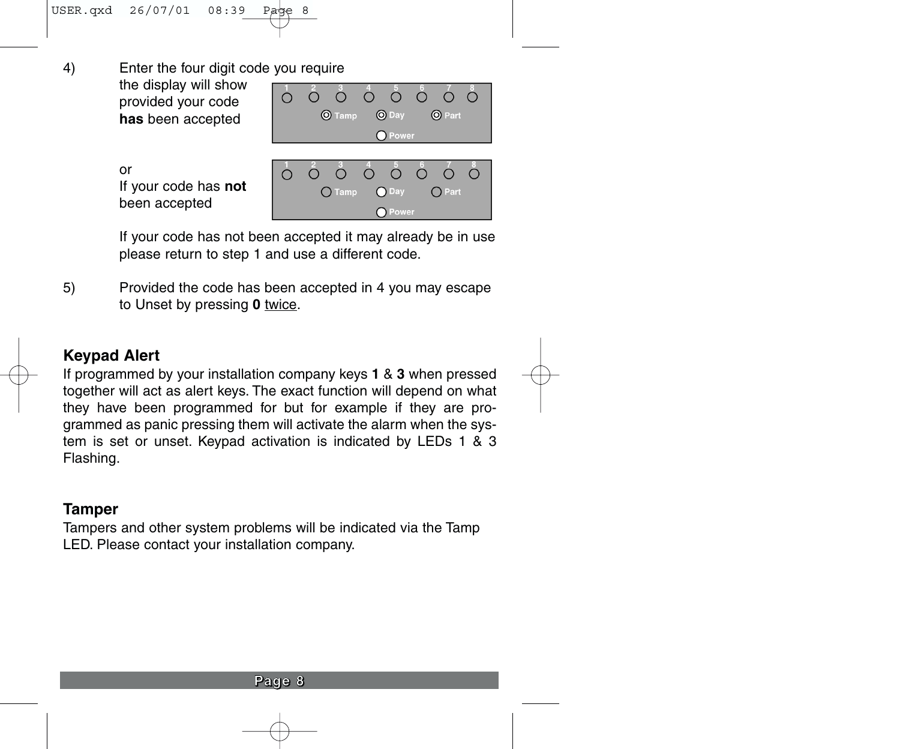4) Enter the four digit code you require
   the display will show provided your code **has** been accepted

   or
   If your code has **not** been accepted

   If your code has not been accepted it may already be in use please return to step 1 and use a different code.

5) Provided the code has been accepted in 4 you may escape to Unset by pressing **0** twice.

## Keypad Alert

If programmed by your installation company keys **1** & **3** when pressed together will act as alert keys. The exact function will depend on what they have been programmed for but for example if they are programmed as panic pressing them will activate the alarm when the system is set or unset. Keypad activation is indicated by LEDs 1 & 3 Flashing.

## Tamper

Tampers and other system problems will be indicated via the Tamp LED. Please contact your installation company.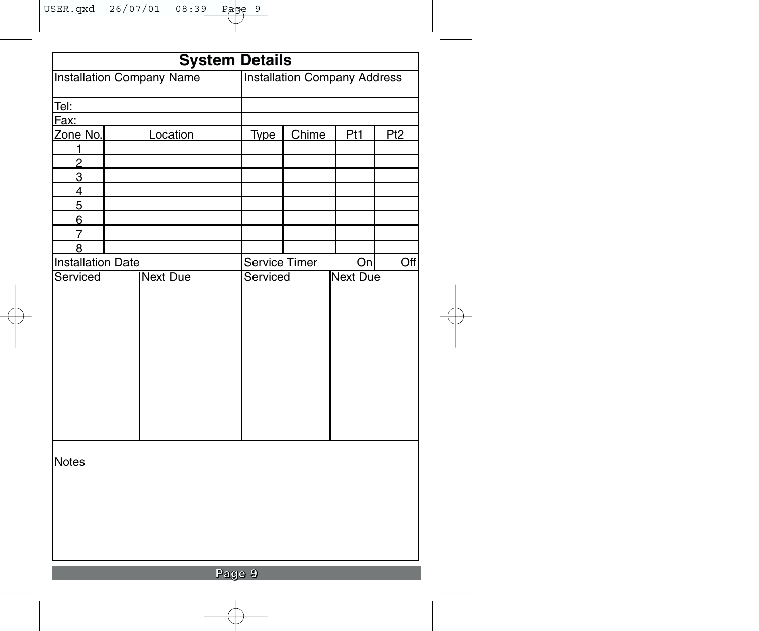# System Details

| Installation Company Name | | Installation Company Address | | | |
|---|---|---|---|---|---|
| Tel: | | | | | |
| Fax: | | | | | |
| Zone No. | Location | Type | Chime | Pt1 | Pt2 |
| 1 | | | | | |
| 2 | | | | | |
| 3 | | | | | |
| 4 | | | | | |
| 5 | | | | | |
| 6 | | | | | |
| 7 | | | | | |
| 8 | | | | | |
| Installation Date | | Service Timer | | On | Off |

| Serviced | Next Due | Serviced | Next Due |
|---|---|---|---|
| | | | |

Notes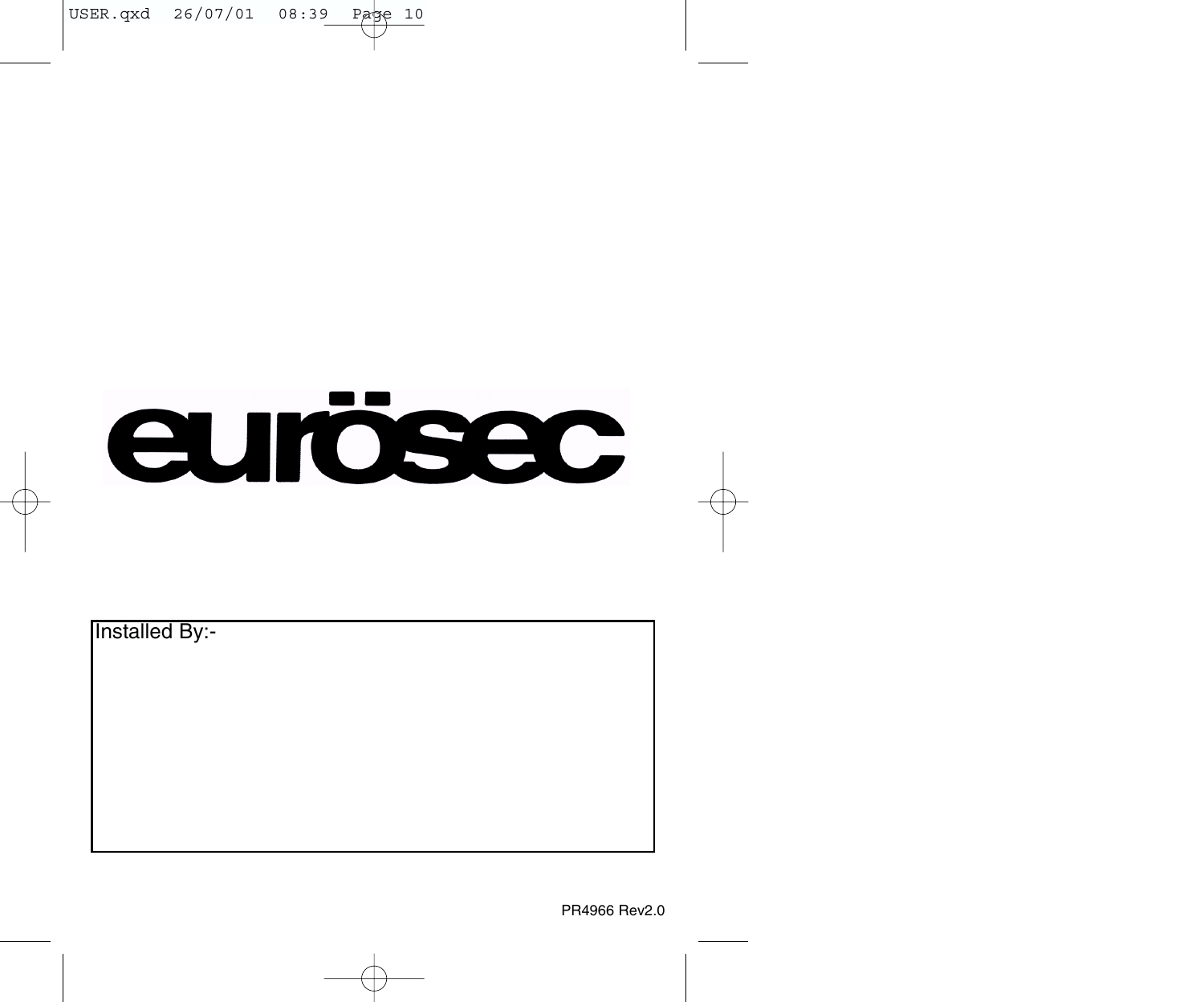eurösec

Installed By:-

PR4966 Rev2.0